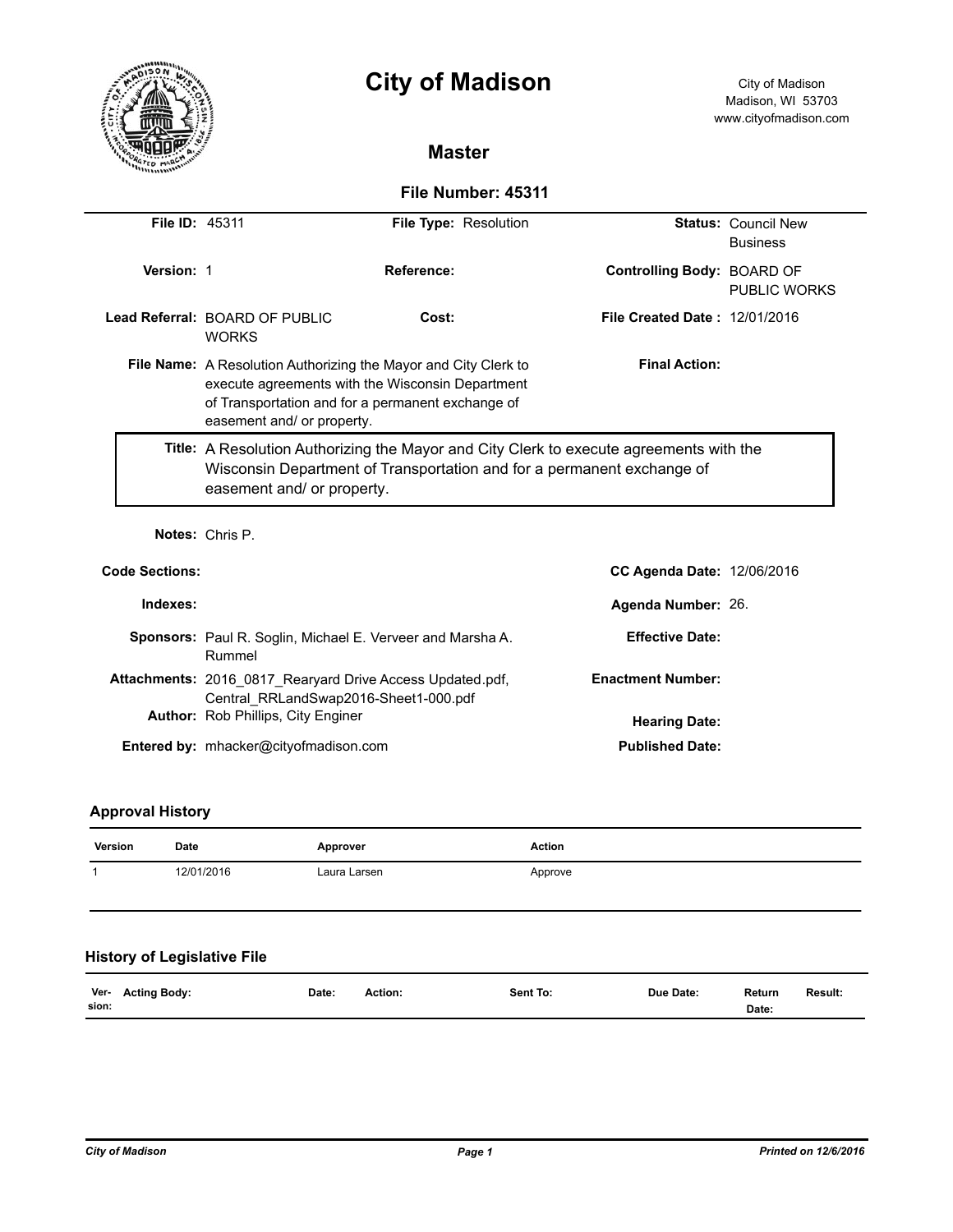# City of Madison

City of Madison
Madison, WI 53703
www.cityofmadison.com

## Master

### File Number: 45311

**File ID:** 45311

**File Type:** Resolution

**Status:** Council New Business

**Version:** 1

**Reference:**

**Controlling Body:** BOARD OF PUBLIC WORKS

**Lead Referral:** BOARD OF PUBLIC WORKS

**Cost:**

**File Created Date :** 12/01/2016

**File Name:** A Resolution Authorizing the Mayor and City Clerk to execute agreements with the Wisconsin Department of Transportation and for a permanent exchange of easement and/ or property.

**Final Action:**

**Title:** A Resolution Authorizing the Mayor and City Clerk to execute agreements with the Wisconsin Department of Transportation and for a permanent exchange of easement and/ or property.

**Notes:** Chris P.

**Code Sections:**

**CC Agenda Date:** 12/06/2016

**Indexes:**

**Agenda Number:** 26.

**Sponsors:** Paul R. Soglin, Michael E. Verveer and Marsha A. Rummel

**Effective Date:**

**Attachments:** 2016_0817_Rearyard Drive Access Updated.pdf, Central_RRLandSwap2016-Sheet1-000.pdf

**Enactment Number:**

**Author:** Rob Phillips, City Enginer

**Hearing Date:**

**Entered by:** mhacker@cityofmadison.com

**Published Date:**

## Approval History

| Version | Date | Approver | Action |
|---|---|---|---|
| 1 | 12/01/2016 | Laura Larsen | Approve |

## History of Legislative File

| Ver-sion: | Acting Body: | Date: | Action: | Sent To: | Due Date: | Return Date: | Result: |
|---|---|---|---|---|---|---|---|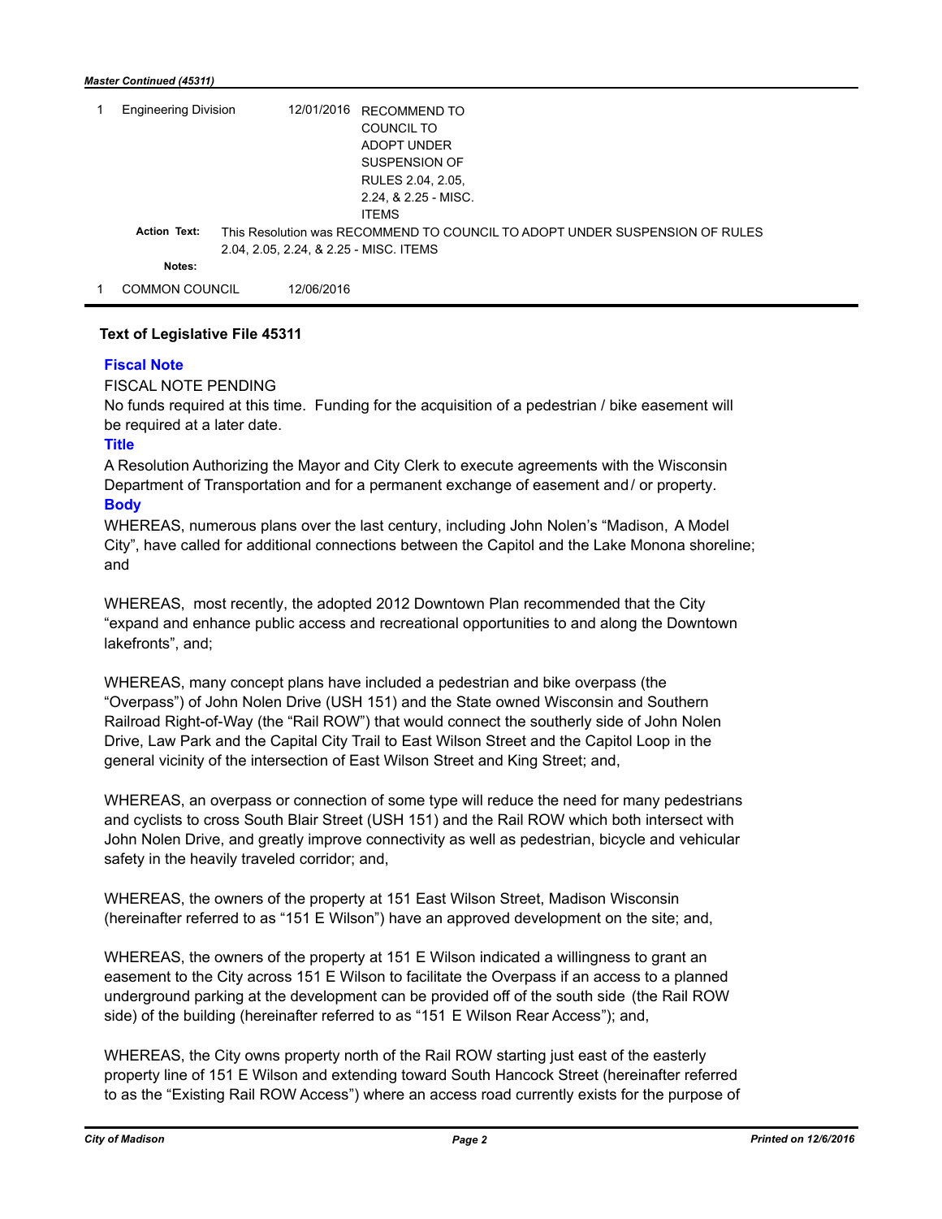| | | | |
|---|---|---|---|
| 1 | Engineering Division | 12/01/2016 | RECOMMEND TO COUNCIL TO ADOPT UNDER SUSPENSION OF RULES 2.04, 2.05, 2.24, & 2.25 - MISC. ITEMS |

**Action Text:** This Resolution was RECOMMEND TO COUNCIL TO ADOPT UNDER SUSPENSION OF RULES 2.04, 2.05, 2.24, & 2.25 - MISC. ITEMS

**Notes:**

| | | | |
|---|---|---|---|
| 1 | COMMON COUNCIL | 12/06/2016 | |

### Text of Legislative File 45311

**Fiscal Note**

FISCAL NOTE PENDING

No funds required at this time. Funding for the acquisition of a pedestrian / bike easement will be required at a later date.

**Title**

A Resolution Authorizing the Mayor and City Clerk to execute agreements with the Wisconsin Department of Transportation and for a permanent exchange of easement and/ or property.

**Body**

WHEREAS, numerous plans over the last century, including John Nolen's "Madison, A Model City", have called for additional connections between the Capitol and the Lake Monona shoreline; and

WHEREAS, most recently, the adopted 2012 Downtown Plan recommended that the City "expand and enhance public access and recreational opportunities to and along the Downtown lakefronts", and;

WHEREAS, many concept plans have included a pedestrian and bike overpass (the "Overpass") of John Nolen Drive (USH 151) and the State owned Wisconsin and Southern Railroad Right-of-Way (the "Rail ROW") that would connect the southerly side of John Nolen Drive, Law Park and the Capital City Trail to East Wilson Street and the Capitol Loop in the general vicinity of the intersection of East Wilson Street and King Street; and,

WHEREAS, an overpass or connection of some type will reduce the need for many pedestrians and cyclists to cross South Blair Street (USH 151) and the Rail ROW which both intersect with John Nolen Drive, and greatly improve connectivity as well as pedestrian, bicycle and vehicular safety in the heavily traveled corridor; and,

WHEREAS, the owners of the property at 151 East Wilson Street, Madison Wisconsin (hereinafter referred to as "151 E Wilson") have an approved development on the site; and,

WHEREAS, the owners of the property at 151 E Wilson indicated a willingness to grant an easement to the City across 151 E Wilson to facilitate the Overpass if an access to a planned underground parking at the development can be provided off of the south side (the Rail ROW side) of the building (hereinafter referred to as "151 E Wilson Rear Access"); and,

WHEREAS, the City owns property north of the Rail ROW starting just east of the easterly property line of 151 E Wilson and extending toward South Hancock Street (hereinafter referred to as the "Existing Rail ROW Access") where an access road currently exists for the purpose of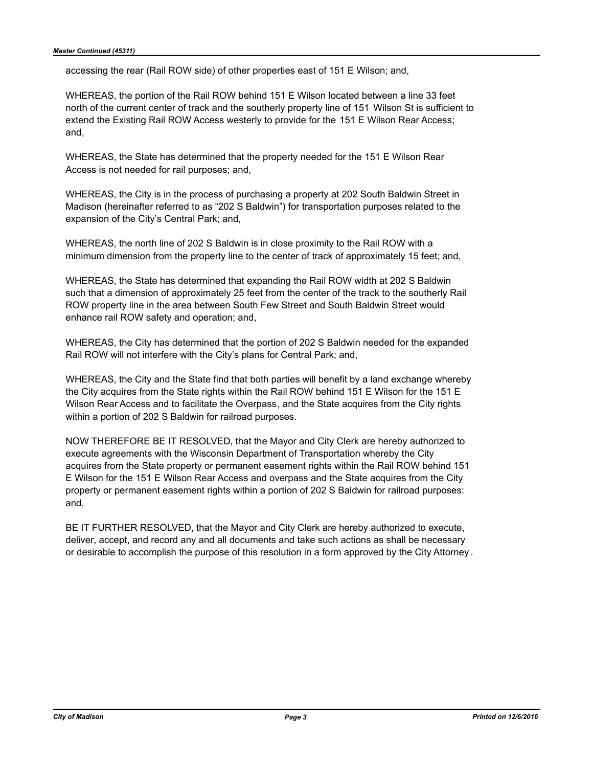accessing the rear (Rail ROW side) of other properties east of 151 E Wilson; and,

WHEREAS, the portion of the Rail ROW behind 151 E Wilson located between a line 33 feet north of the current center of track and the southerly property line of 151 Wilson St is sufficient to extend the Existing Rail ROW Access westerly to provide for the 151 E Wilson Rear Access; and,

WHEREAS, the State has determined that the property needed for the 151 E Wilson Rear Access is not needed for rail purposes; and,

WHEREAS, the City is in the process of purchasing a property at 202 South Baldwin Street in Madison (hereinafter referred to as "202 S Baldwin") for transportation purposes related to the expansion of the City's Central Park; and,

WHEREAS, the north line of 202 S Baldwin is in close proximity to the Rail ROW with a minimum dimension from the property line to the center of track of approximately 15 feet; and,

WHEREAS, the State has determined that expanding the Rail ROW width at 202 S Baldwin such that a dimension of approximately 25 feet from the center of the track to the southerly Rail ROW property line in the area between South Few Street and South Baldwin Street would enhance rail ROW safety and operation; and,

WHEREAS, the City has determined that the portion of 202 S Baldwin needed for the expanded Rail ROW will not interfere with the City's plans for Central Park; and,

WHEREAS, the City and the State find that both parties will benefit by a land exchange whereby the City acquires from the State rights within the Rail ROW behind 151 E Wilson for the 151 E Wilson Rear Access and to facilitate the Overpass, and the State acquires from the City rights within a portion of 202 S Baldwin for railroad purposes.

NOW THEREFORE BE IT RESOLVED, that the Mayor and City Clerk are hereby authorized to execute agreements with the Wisconsin Department of Transportation whereby the City acquires from the State property or permanent easement rights within the Rail ROW behind 151 E Wilson for the 151 E Wilson Rear Access and overpass and the State acquires from the City property or permanent easement rights within a portion of 202 S Baldwin for railroad purposes: and,

BE IT FURTHER RESOLVED, that the Mayor and City Clerk are hereby authorized to execute, deliver, accept, and record any and all documents and take such actions as shall be necessary or desirable to accomplish the purpose of this resolution in a form approved by the City Attorney.